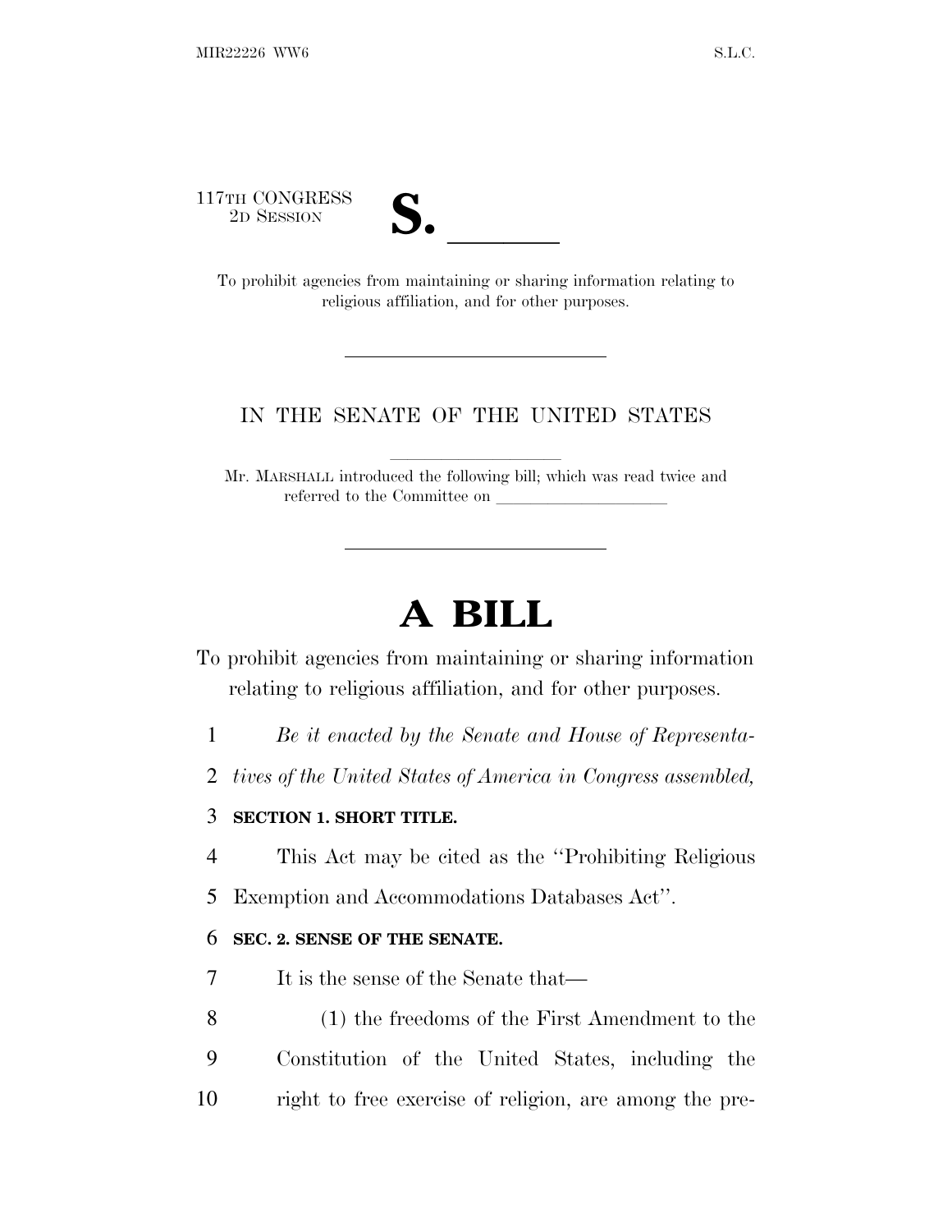117TH CONGRESS
2D SESSION

# S. \_\_\_\_\_\_

To prohibit agencies from maintaining or sharing information relating to religious affiliation, and for other purposes.

---

IN THE SENATE OF THE UNITED STATES

Mr. MARSHALL introduced the following bill; which was read twice and referred to the Committee on \_\_\_\_\_\_\_\_\_\_\_\_\_\_\_\_\_\_\_\_

---

# A BILL

To prohibit agencies from maintaining or sharing information relating to religious affiliation, and for other purposes.

1 *Be it enacted by the Senate and House of Representa-*
2 *tives of the United States of America in Congress assembled,*

3 **SECTION 1. SHORT TITLE.**

4 This Act may be cited as the "Prohibiting Religious
5 Exemption and Accommodations Databases Act".

6 **SEC. 2. SENSE OF THE SENATE.**

7 It is the sense of the Senate that—

8 (1) the freedoms of the First Amendment to the
9 Constitution of the United States, including the
10 right to free exercise of religion, are among the pre-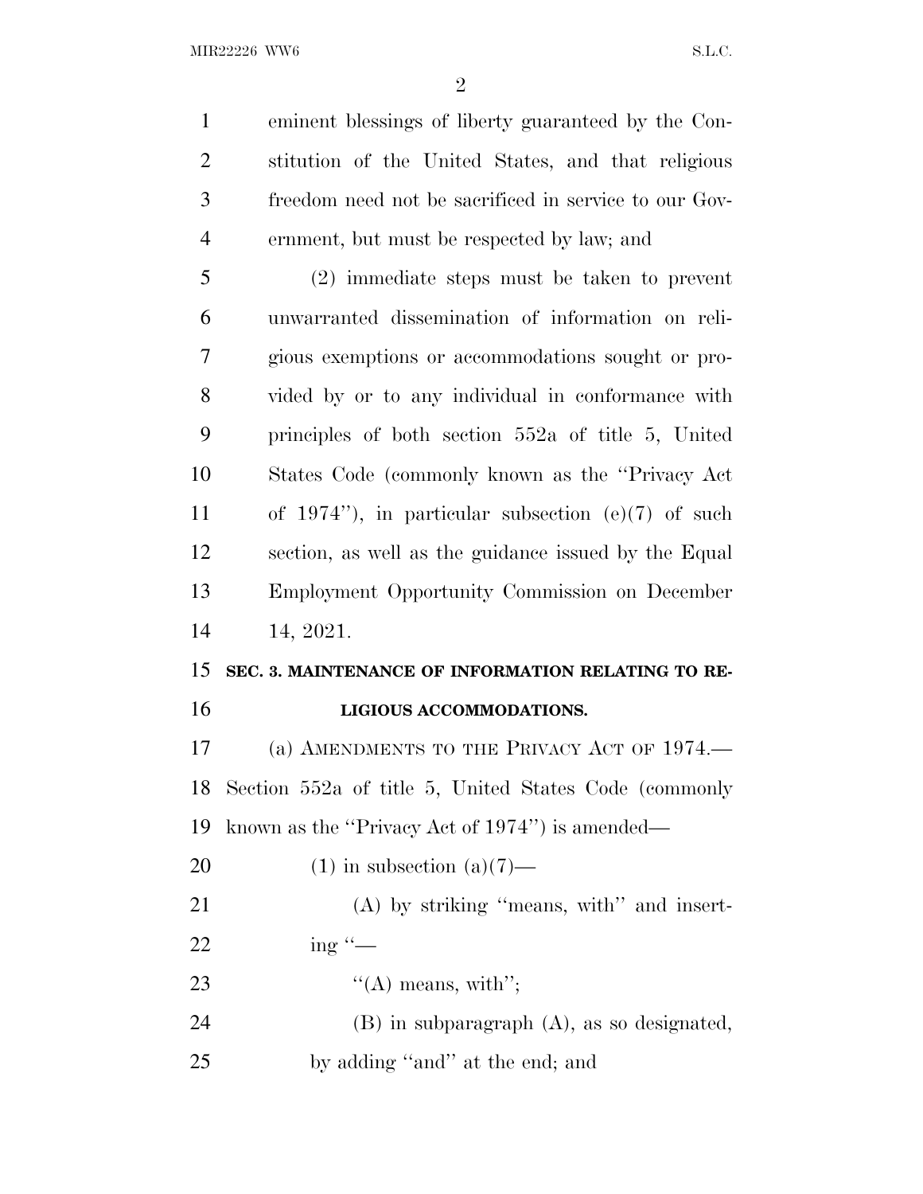eminent blessings of liberty guaranteed by the Constitution of the United States, and that religious freedom need not be sacrificed in service to our Government, but must be respected by law; and

(2) immediate steps must be taken to prevent unwarranted dissemination of information on religious exemptions or accommodations sought or provided by or to any individual in conformance with principles of both section 552a of title 5, United States Code (commonly known as the "Privacy Act of 1974"), in particular subsection (e)(7) of such section, as well as the guidance issued by the Equal Employment Opportunity Commission on December 14, 2021.

**SEC. 3. MAINTENANCE OF INFORMATION RELATING TO RELIGIOUS ACCOMMODATIONS.**

(a) AMENDMENTS TO THE PRIVACY ACT OF 1974.—Section 552a of title 5, United States Code (commonly known as the "Privacy Act of 1974") is amended—

(1) in subsection (a)(7)—

(A) by striking "means, with" and inserting "—

"(A) means, with";

(B) in subparagraph (A), as so designated, by adding "and" at the end; and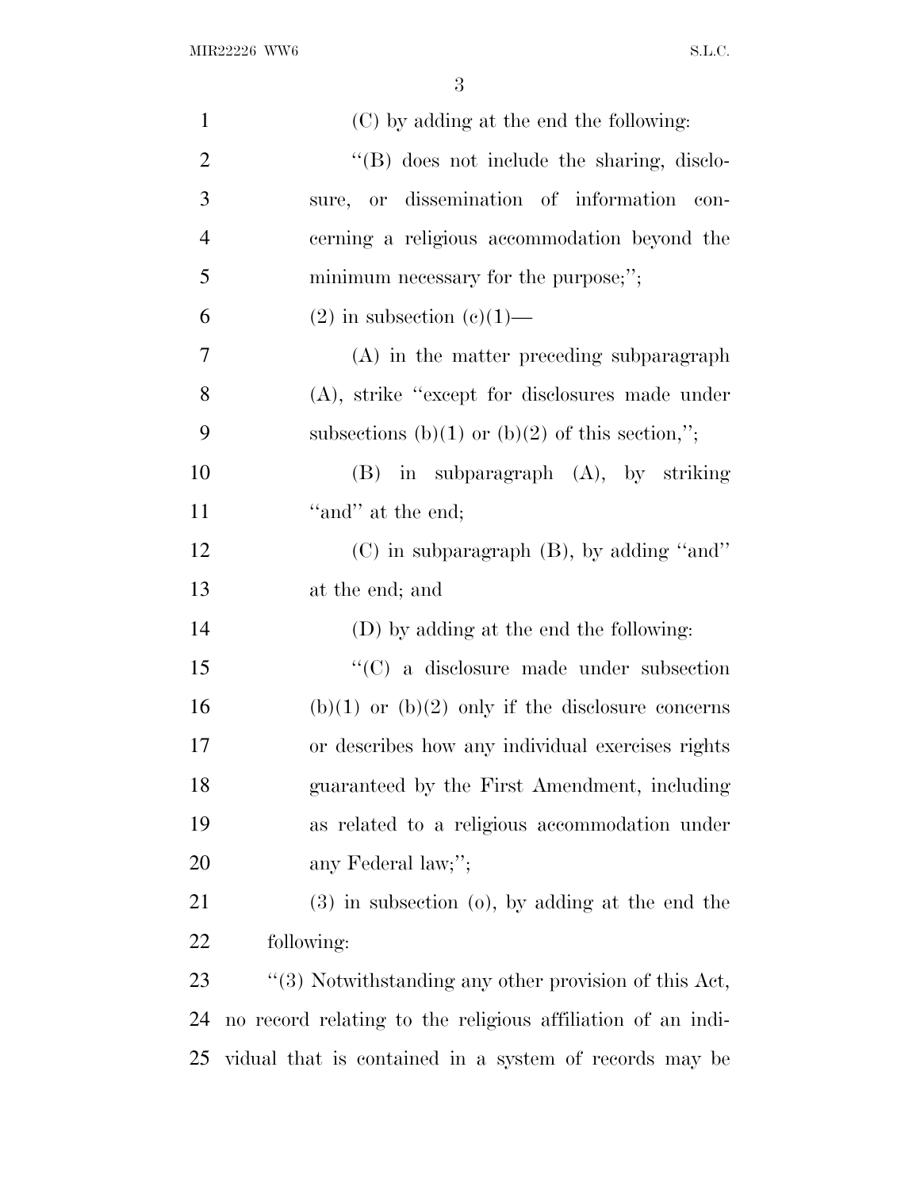(C) by adding at the end the following:

''(B) does not include the sharing, disclosure, or dissemination of information concerning a religious accommodation beyond the minimum necessary for the purpose;'';

(2) in subsection (c)(1)—

(A) in the matter preceding subparagraph (A), strike ''except for disclosures made under subsections (b)(1) or (b)(2) of this section,'';

(B) in subparagraph (A), by striking ''and'' at the end;

(C) in subparagraph (B), by adding ''and'' at the end; and

(D) by adding at the end the following:

''(C) a disclosure made under subsection (b)(1) or (b)(2) only if the disclosure concerns or describes how any individual exercises rights guaranteed by the First Amendment, including as related to a religious accommodation under any Federal law;'';

(3) in subsection (o), by adding at the end the following:

''(3) Notwithstanding any other provision of this Act, no record relating to the religious affiliation of an individual that is contained in a system of records may be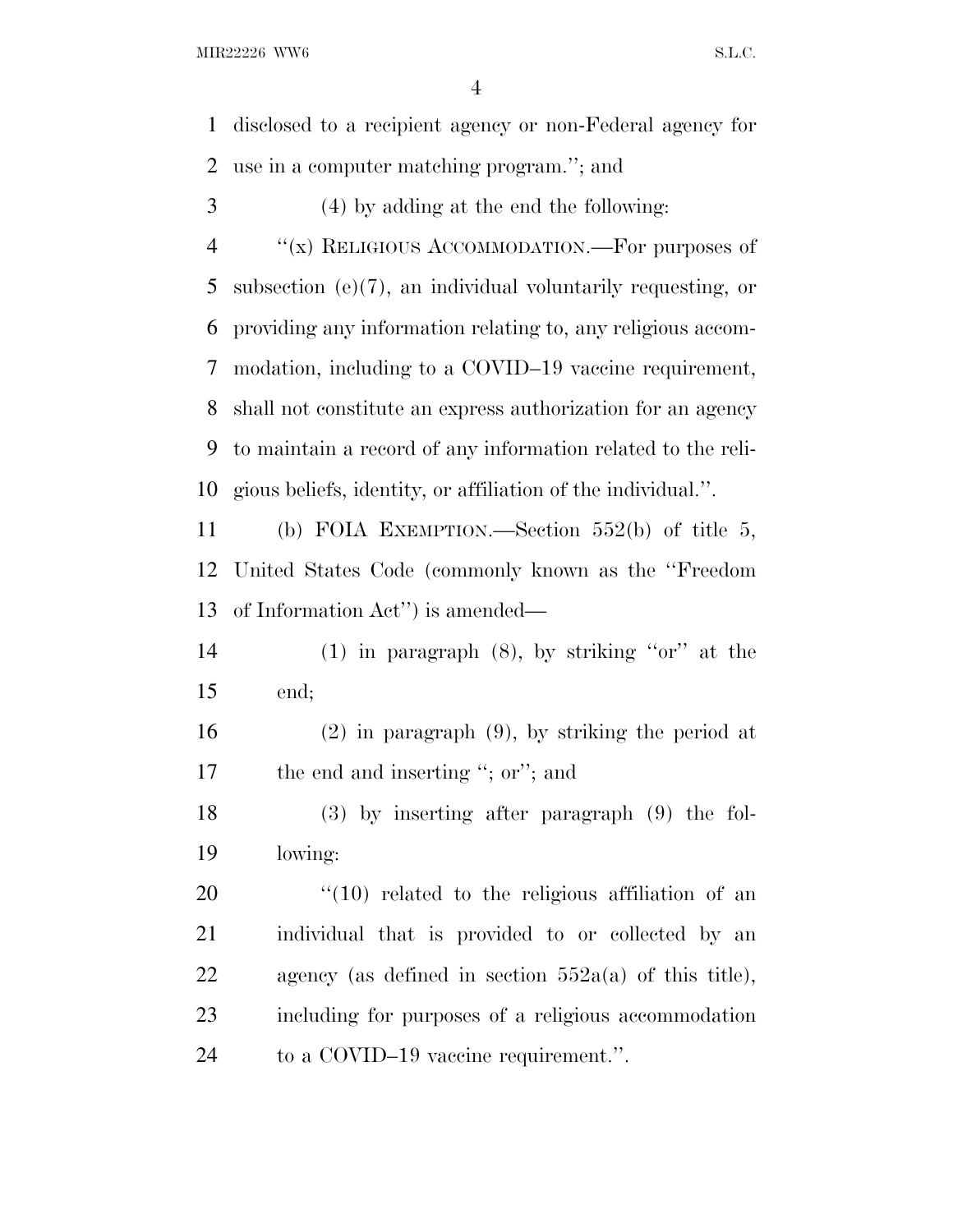disclosed to a recipient agency or non-Federal agency for use in a computer matching program.''; and

(4) by adding at the end the following:

''(x) RELIGIOUS ACCOMMODATION.—For purposes of subsection (e)(7), an individual voluntarily requesting, or providing any information relating to, any religious accommodation, including to a COVID–19 vaccine requirement, shall not constitute an express authorization for an agency to maintain a record of any information related to the religious beliefs, identity, or affiliation of the individual.''.

(b) FOIA EXEMPTION.—Section 552(b) of title 5, United States Code (commonly known as the ''Freedom of Information Act'') is amended—

(1) in paragraph (8), by striking ''or'' at the end;

(2) in paragraph (9), by striking the period at the end and inserting ''; or''; and

(3) by inserting after paragraph (9) the following:

''(10) related to the religious affiliation of an individual that is provided to or collected by an agency (as defined in section 552a(a) of this title), including for purposes of a religious accommodation to a COVID–19 vaccine requirement.''.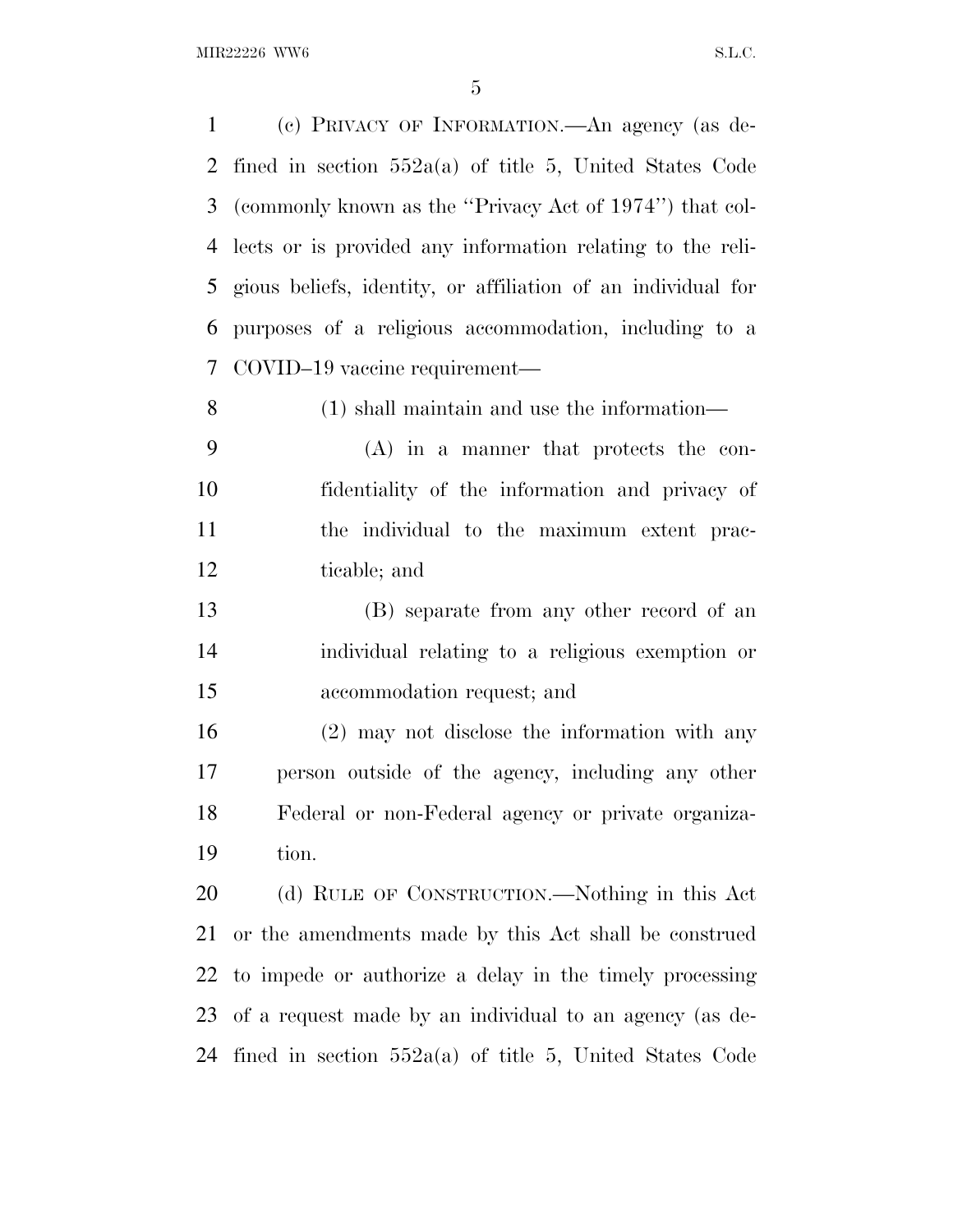(c) PRIVACY OF INFORMATION.—An agency (as defined in section 552a(a) of title 5, United States Code (commonly known as the ''Privacy Act of 1974'') that collects or is provided any information relating to the religious beliefs, identity, or affiliation of an individual for purposes of a religious accommodation, including to a COVID–19 vaccine requirement—

(1) shall maintain and use the information—

(A) in a manner that protects the confidentiality of the information and privacy of the individual to the maximum extent practicable; and

(B) separate from any other record of an individual relating to a religious exemption or accommodation request; and

(2) may not disclose the information with any person outside of the agency, including any other Federal or non-Federal agency or private organization.

(d) RULE OF CONSTRUCTION.—Nothing in this Act or the amendments made by this Act shall be construed to impede or authorize a delay in the timely processing of a request made by an individual to an agency (as defined in section 552a(a) of title 5, United States Code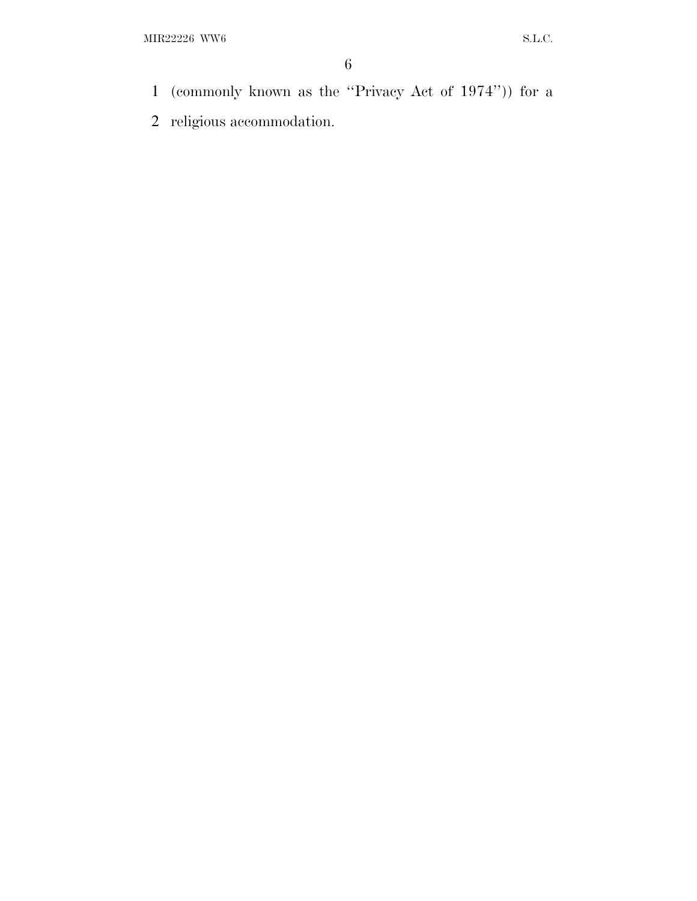(commonly known as the ''Privacy Act of 1974'')) for a religious accommodation.